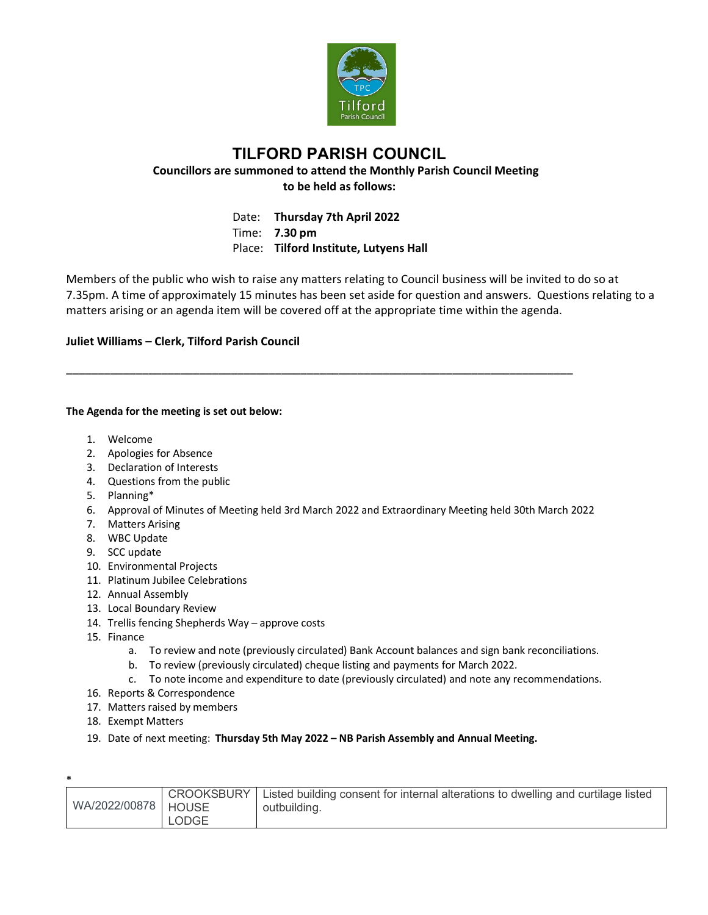# TILFORD PARISH COUNCIL

**Councillors are summoned to attend the Monthly Parish Council Meeting to be held as follows:**

Date: **Thursday 7th April 2022**
Time: **7.30 pm**
Place: **Tilford Institute, Lutyens Hall**

Members of the public who wish to raise any matters relating to Council business will be invited to do so at 7.35pm. A time of approximately 15 minutes has been set aside for question and answers. Questions relating to a matters arising or an agenda item will be covered off at the appropriate time within the agenda.

**Juliet Williams – Clerk, Tilford Parish Council**

---

**The Agenda for the meeting is set out below:**

1. Welcome
2. Apologies for Absence
3. Declaration of Interests
4. Questions from the public
5. Planning*
6. Approval of Minutes of Meeting held 3rd March 2022 and Extraordinary Meeting held 30th March 2022
7. Matters Arising
8. WBC Update
9. SCC update
10. Environmental Projects
11. Platinum Jubilee Celebrations
12. Annual Assembly
13. Local Boundary Review
14. Trellis fencing Shepherds Way – approve costs
15. Finance
    a. To review and note (previously circulated) Bank Account balances and sign bank reconciliations.
    b. To review (previously circulated) cheque listing and payments for March 2022.
    c. To note income and expenditure to date (previously circulated) and note any recommendations.
16. Reports & Correspondence
17. Matters raised by members
18. Exempt Matters
19. Date of next meeting: **Thursday 5th May 2022 – NB Parish Assembly and Annual Meeting.**

*

| WA/2022/00878 | CROOKSBURY HOUSE LODGE | Listed building consent for internal alterations to dwelling and curtilage listed outbuilding. |
|---|---|---|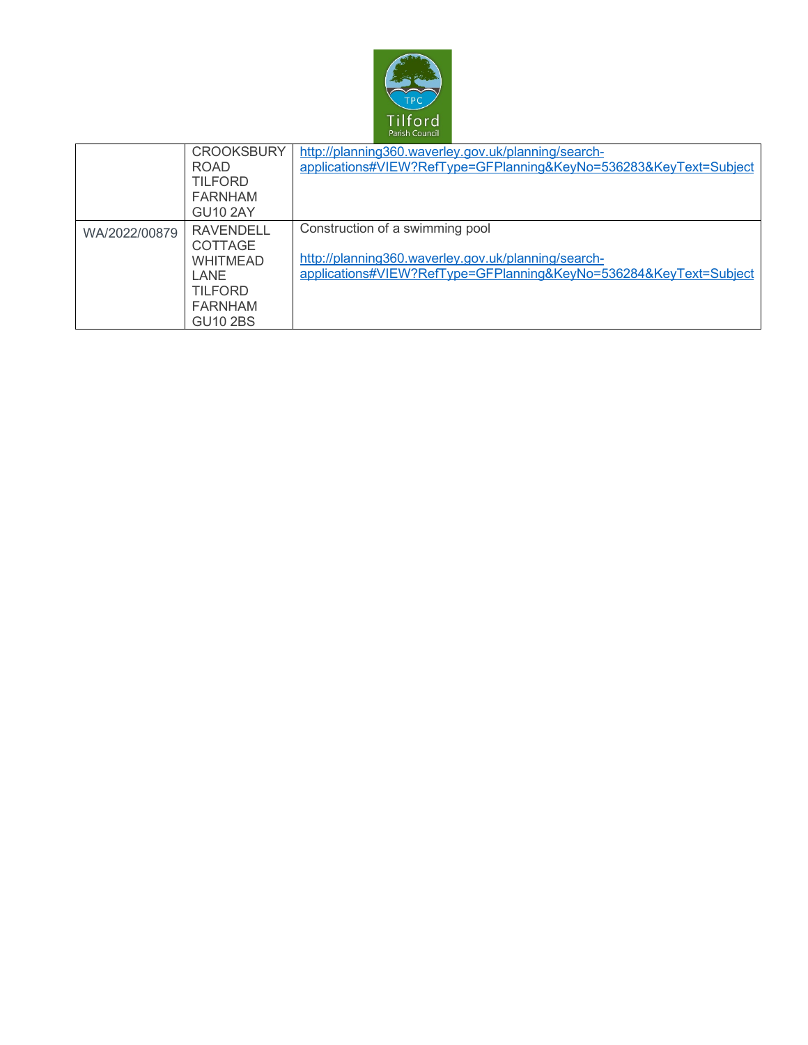| | | |
|---|---|---|
| | CROOKSBURY ROAD TILFORD FARNHAM GU10 2AY | http://planning360.waverley.gov.uk/planning/search-applications#VIEW?RefType=GFPlanning&KeyNo=536283&KeyText=Subject |
| WA/2022/00879 | RAVENDELL COTTAGE WHITMEAD LANE TILFORD FARNHAM GU10 2BS | Construction of a swimming pool<br><br>http://planning360.waverley.gov.uk/planning/search-applications#VIEW?RefType=GFPlanning&KeyNo=536284&KeyText=Subject |